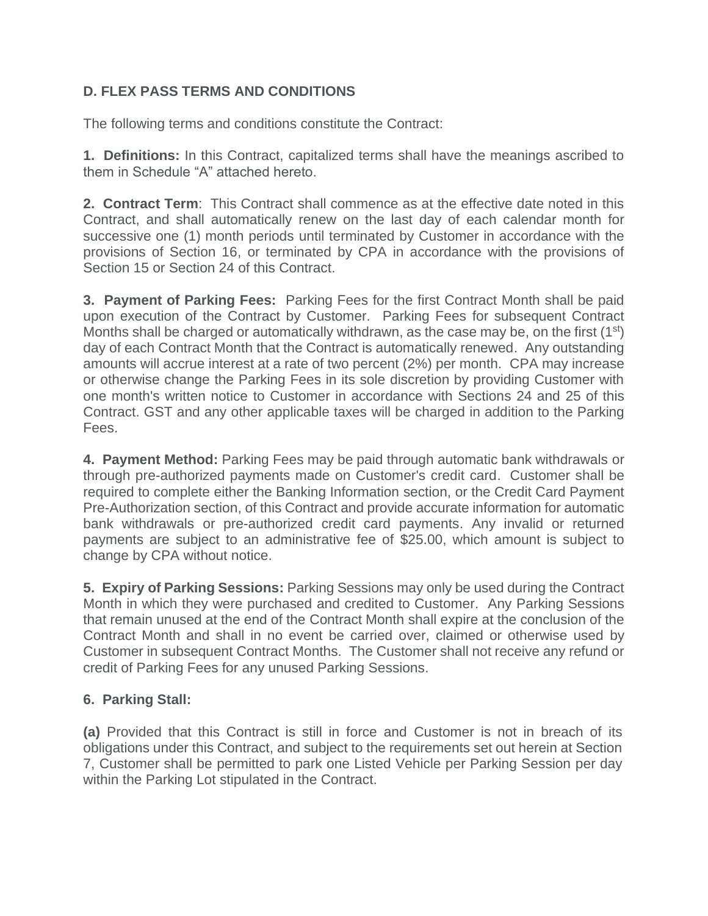## D. FLEX PASS TERMS AND CONDITIONS

The following terms and conditions constitute the Contract:

**1. Definitions:** In this Contract, capitalized terms shall have the meanings ascribed to them in Schedule "A" attached hereto.

**2. Contract Term**: This Contract shall commence as at the effective date noted in this Contract, and shall automatically renew on the last day of each calendar month for successive one (1) month periods until terminated by Customer in accordance with the provisions of Section 16, or terminated by CPA in accordance with the provisions of Section 15 or Section 24 of this Contract.

**3. Payment of Parking Fees:** Parking Fees for the first Contract Month shall be paid upon execution of the Contract by Customer. Parking Fees for subsequent Contract Months shall be charged or automatically withdrawn, as the case may be, on the first (1st) day of each Contract Month that the Contract is automatically renewed. Any outstanding amounts will accrue interest at a rate of two percent (2%) per month. CPA may increase or otherwise change the Parking Fees in its sole discretion by providing Customer with one month's written notice to Customer in accordance with Sections 24 and 25 of this Contract. GST and any other applicable taxes will be charged in addition to the Parking Fees.

**4. Payment Method:** Parking Fees may be paid through automatic bank withdrawals or through pre-authorized payments made on Customer's credit card. Customer shall be required to complete either the Banking Information section, or the Credit Card Payment Pre-Authorization section, of this Contract and provide accurate information for automatic bank withdrawals or pre-authorized credit card payments. Any invalid or returned payments are subject to an administrative fee of $25.00, which amount is subject to change by CPA without notice.

**5. Expiry of Parking Sessions:** Parking Sessions may only be used during the Contract Month in which they were purchased and credited to Customer. Any Parking Sessions that remain unused at the end of the Contract Month shall expire at the conclusion of the Contract Month and shall in no event be carried over, claimed or otherwise used by Customer in subsequent Contract Months. The Customer shall not receive any refund or credit of Parking Fees for any unused Parking Sessions.

**6. Parking Stall:**

**(a)** Provided that this Contract is still in force and Customer is not in breach of its obligations under this Contract, and subject to the requirements set out herein at Section 7, Customer shall be permitted to park one Listed Vehicle per Parking Session per day within the Parking Lot stipulated in the Contract.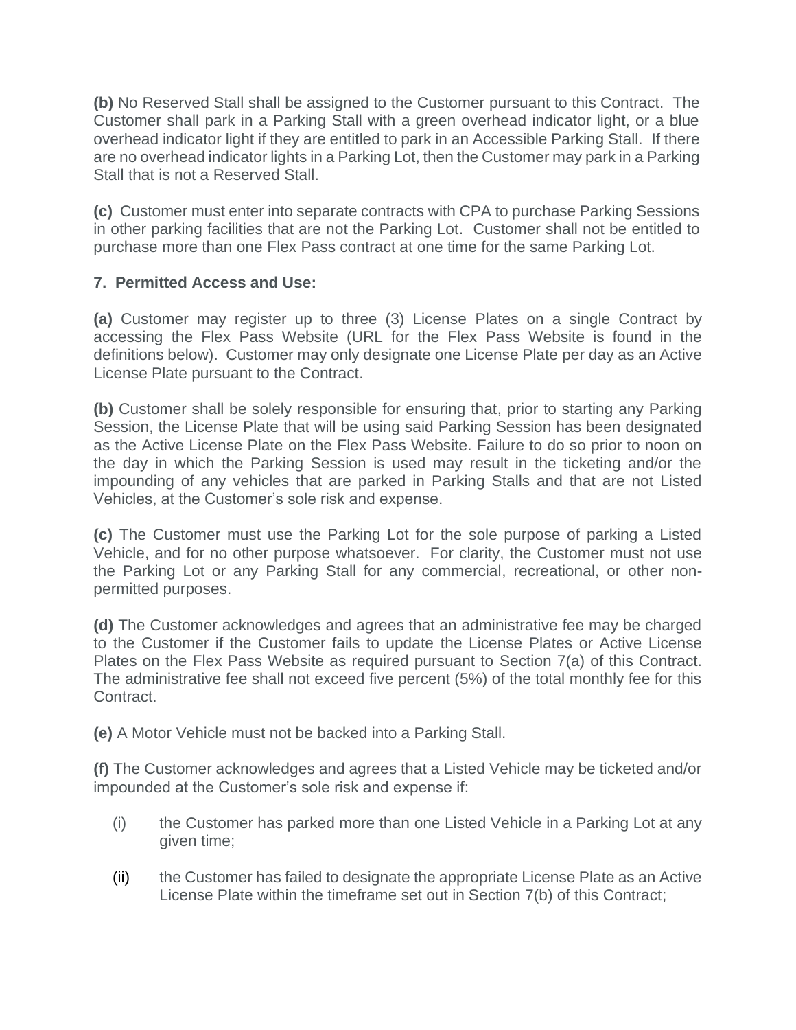**(b)** No Reserved Stall shall be assigned to the Customer pursuant to this Contract. The Customer shall park in a Parking Stall with a green overhead indicator light, or a blue overhead indicator light if they are entitled to park in an Accessible Parking Stall. If there are no overhead indicator lights in a Parking Lot, then the Customer may park in a Parking Stall that is not a Reserved Stall.

**(c)** Customer must enter into separate contracts with CPA to purchase Parking Sessions in other parking facilities that are not the Parking Lot. Customer shall not be entitled to purchase more than one Flex Pass contract at one time for the same Parking Lot.

**7. Permitted Access and Use:**

**(a)** Customer may register up to three (3) License Plates on a single Contract by accessing the Flex Pass Website (URL for the Flex Pass Website is found in the definitions below). Customer may only designate one License Plate per day as an Active License Plate pursuant to the Contract.

**(b)** Customer shall be solely responsible for ensuring that, prior to starting any Parking Session, the License Plate that will be using said Parking Session has been designated as the Active License Plate on the Flex Pass Website. Failure to do so prior to noon on the day in which the Parking Session is used may result in the ticketing and/or the impounding of any vehicles that are parked in Parking Stalls and that are not Listed Vehicles, at the Customer's sole risk and expense.

**(c)** The Customer must use the Parking Lot for the sole purpose of parking a Listed Vehicle, and for no other purpose whatsoever. For clarity, the Customer must not use the Parking Lot or any Parking Stall for any commercial, recreational, or other non-permitted purposes.

**(d)** The Customer acknowledges and agrees that an administrative fee may be charged to the Customer if the Customer fails to update the License Plates or Active License Plates on the Flex Pass Website as required pursuant to Section 7(a) of this Contract. The administrative fee shall not exceed five percent (5%) of the total monthly fee for this Contract.

**(e)** A Motor Vehicle must not be backed into a Parking Stall.

**(f)** The Customer acknowledges and agrees that a Listed Vehicle may be ticketed and/or impounded at the Customer's sole risk and expense if:

(i) the Customer has parked more than one Listed Vehicle in a Parking Lot at any given time;

(ii) the Customer has failed to designate the appropriate License Plate as an Active License Plate within the timeframe set out in Section 7(b) of this Contract;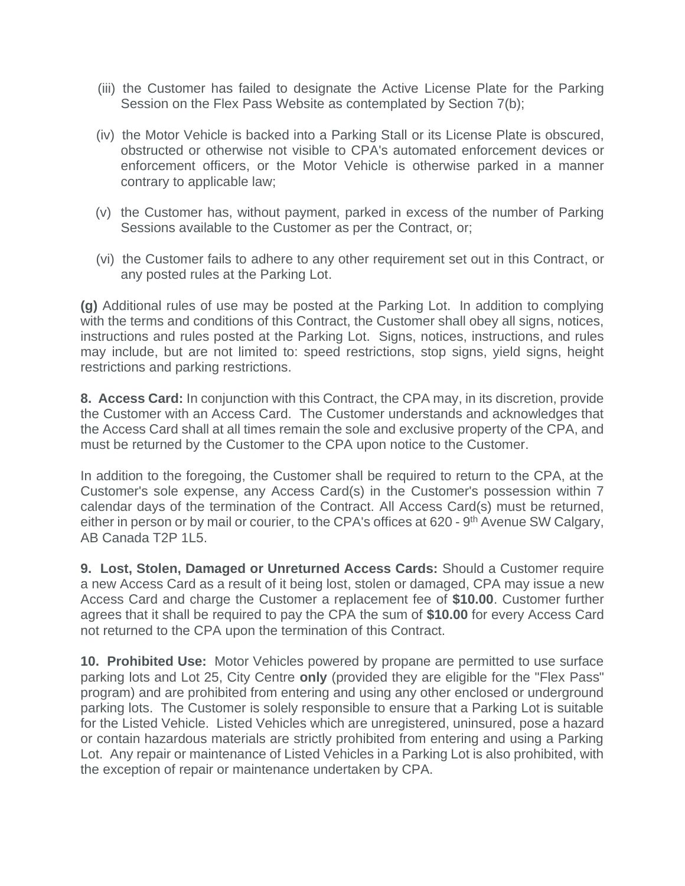(iii) the Customer has failed to designate the Active License Plate for the Parking Session on the Flex Pass Website as contemplated by Section 7(b);

(iv) the Motor Vehicle is backed into a Parking Stall or its License Plate is obscured, obstructed or otherwise not visible to CPA's automated enforcement devices or enforcement officers, or the Motor Vehicle is otherwise parked in a manner contrary to applicable law;

(v) the Customer has, without payment, parked in excess of the number of Parking Sessions available to the Customer as per the Contract, or;

(vi) the Customer fails to adhere to any other requirement set out in this Contract, or any posted rules at the Parking Lot.

**(g)** Additional rules of use may be posted at the Parking Lot. In addition to complying with the terms and conditions of this Contract, the Customer shall obey all signs, notices, instructions and rules posted at the Parking Lot. Signs, notices, instructions, and rules may include, but are not limited to: speed restrictions, stop signs, yield signs, height restrictions and parking restrictions.

**8. Access Card:** In conjunction with this Contract, the CPA may, in its discretion, provide the Customer with an Access Card. The Customer understands and acknowledges that the Access Card shall at all times remain the sole and exclusive property of the CPA, and must be returned by the Customer to the CPA upon notice to the Customer.

In addition to the foregoing, the Customer shall be required to return to the CPA, at the Customer's sole expense, any Access Card(s) in the Customer's possession within 7 calendar days of the termination of the Contract. All Access Card(s) must be returned, either in person or by mail or courier, to the CPA's offices at 620 - 9th Avenue SW Calgary, AB Canada T2P 1L5.

**9. Lost, Stolen, Damaged or Unreturned Access Cards:** Should a Customer require a new Access Card as a result of it being lost, stolen or damaged, CPA may issue a new Access Card and charge the Customer a replacement fee of **$10.00**. Customer further agrees that it shall be required to pay the CPA the sum of **$10.00** for every Access Card not returned to the CPA upon the termination of this Contract.

**10. Prohibited Use:** Motor Vehicles powered by propane are permitted to use surface parking lots and Lot 25, City Centre **only** (provided they are eligible for the "Flex Pass" program) and are prohibited from entering and using any other enclosed or underground parking lots. The Customer is solely responsible to ensure that a Parking Lot is suitable for the Listed Vehicle. Listed Vehicles which are unregistered, uninsured, pose a hazard or contain hazardous materials are strictly prohibited from entering and using a Parking Lot. Any repair or maintenance of Listed Vehicles in a Parking Lot is also prohibited, with the exception of repair or maintenance undertaken by CPA.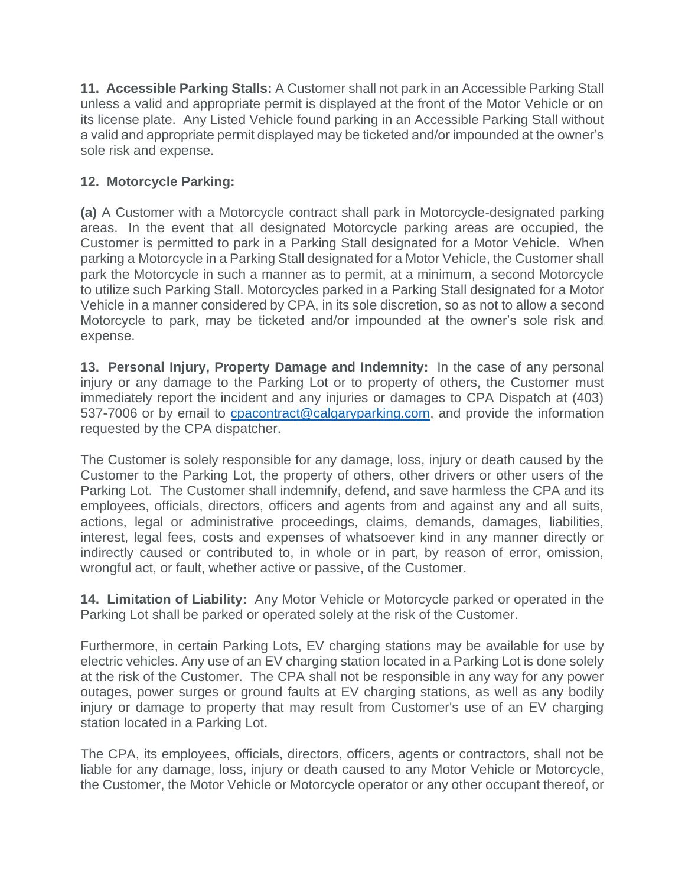**11. Accessible Parking Stalls:** A Customer shall not park in an Accessible Parking Stall unless a valid and appropriate permit is displayed at the front of the Motor Vehicle or on its license plate. Any Listed Vehicle found parking in an Accessible Parking Stall without a valid and appropriate permit displayed may be ticketed and/or impounded at the owner's sole risk and expense.

**12. Motorcycle Parking:**

**(a)** A Customer with a Motorcycle contract shall park in Motorcycle-designated parking areas. In the event that all designated Motorcycle parking areas are occupied, the Customer is permitted to park in a Parking Stall designated for a Motor Vehicle. When parking a Motorcycle in a Parking Stall designated for a Motor Vehicle, the Customer shall park the Motorcycle in such a manner as to permit, at a minimum, a second Motorcycle to utilize such Parking Stall. Motorcycles parked in a Parking Stall designated for a Motor Vehicle in a manner considered by CPA, in its sole discretion, so as not to allow a second Motorcycle to park, may be ticketed and/or impounded at the owner's sole risk and expense.

**13. Personal Injury, Property Damage and Indemnity:** In the case of any personal injury or any damage to the Parking Lot or to property of others, the Customer must immediately report the incident and any injuries or damages to CPA Dispatch at (403) 537-7006 or by email to cpacontract@calgaryparking.com, and provide the information requested by the CPA dispatcher.

The Customer is solely responsible for any damage, loss, injury or death caused by the Customer to the Parking Lot, the property of others, other drivers or other users of the Parking Lot. The Customer shall indemnify, defend, and save harmless the CPA and its employees, officials, directors, officers and agents from and against any and all suits, actions, legal or administrative proceedings, claims, demands, damages, liabilities, interest, legal fees, costs and expenses of whatsoever kind in any manner directly or indirectly caused or contributed to, in whole or in part, by reason of error, omission, wrongful act, or fault, whether active or passive, of the Customer.

**14. Limitation of Liability:** Any Motor Vehicle or Motorcycle parked or operated in the Parking Lot shall be parked or operated solely at the risk of the Customer.

Furthermore, in certain Parking Lots, EV charging stations may be available for use by electric vehicles. Any use of an EV charging station located in a Parking Lot is done solely at the risk of the Customer. The CPA shall not be responsible in any way for any power outages, power surges or ground faults at EV charging stations, as well as any bodily injury or damage to property that may result from Customer's use of an EV charging station located in a Parking Lot.

The CPA, its employees, officials, directors, officers, agents or contractors, shall not be liable for any damage, loss, injury or death caused to any Motor Vehicle or Motorcycle, the Customer, the Motor Vehicle or Motorcycle operator or any other occupant thereof, or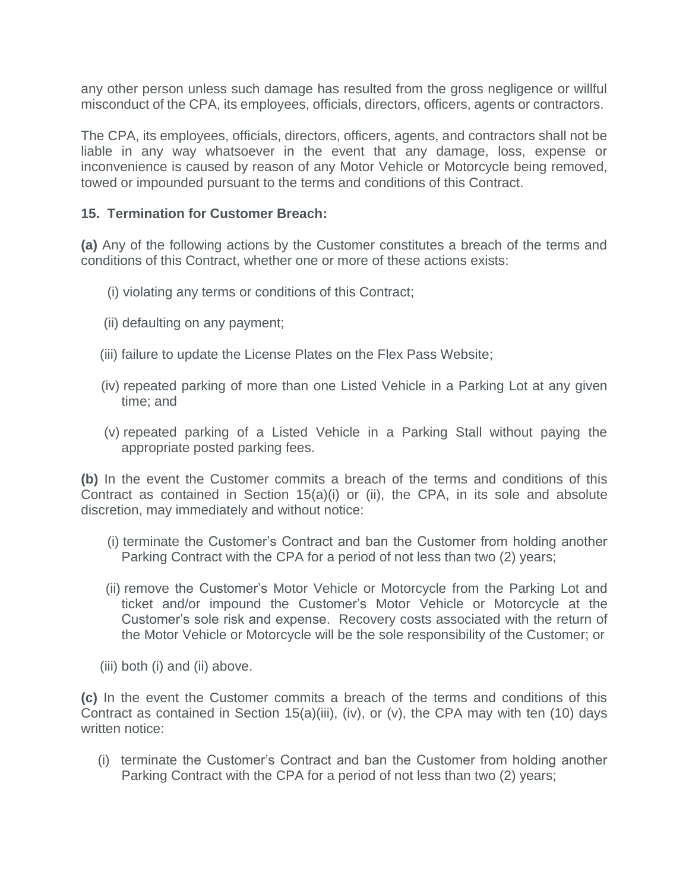any other person unless such damage has resulted from the gross negligence or willful misconduct of the CPA, its employees, officials, directors, officers, agents or contractors.

The CPA, its employees, officials, directors, officers, agents, and contractors shall not be liable in any way whatsoever in the event that any damage, loss, expense or inconvenience is caused by reason of any Motor Vehicle or Motorcycle being removed, towed or impounded pursuant to the terms and conditions of this Contract.

**15. Termination for Customer Breach:**

**(a)** Any of the following actions by the Customer constitutes a breach of the terms and conditions of this Contract, whether one or more of these actions exists:

(i) violating any terms or conditions of this Contract;

(ii) defaulting on any payment;

(iii) failure to update the License Plates on the Flex Pass Website;

(iv) repeated parking of more than one Listed Vehicle in a Parking Lot at any given time; and

(v) repeated parking of a Listed Vehicle in a Parking Stall without paying the appropriate posted parking fees.

**(b)** In the event the Customer commits a breach of the terms and conditions of this Contract as contained in Section 15(a)(i) or (ii), the CPA, in its sole and absolute discretion, may immediately and without notice:

(i) terminate the Customer's Contract and ban the Customer from holding another Parking Contract with the CPA for a period of not less than two (2) years;

(ii) remove the Customer's Motor Vehicle or Motorcycle from the Parking Lot and ticket and/or impound the Customer's Motor Vehicle or Motorcycle at the Customer's sole risk and expense. Recovery costs associated with the return of the Motor Vehicle or Motorcycle will be the sole responsibility of the Customer; or

(iii) both (i) and (ii) above.

**(c)** In the event the Customer commits a breach of the terms and conditions of this Contract as contained in Section 15(a)(iii), (iv), or (v), the CPA may with ten (10) days written notice:

(i) terminate the Customer's Contract and ban the Customer from holding another Parking Contract with the CPA for a period of not less than two (2) years;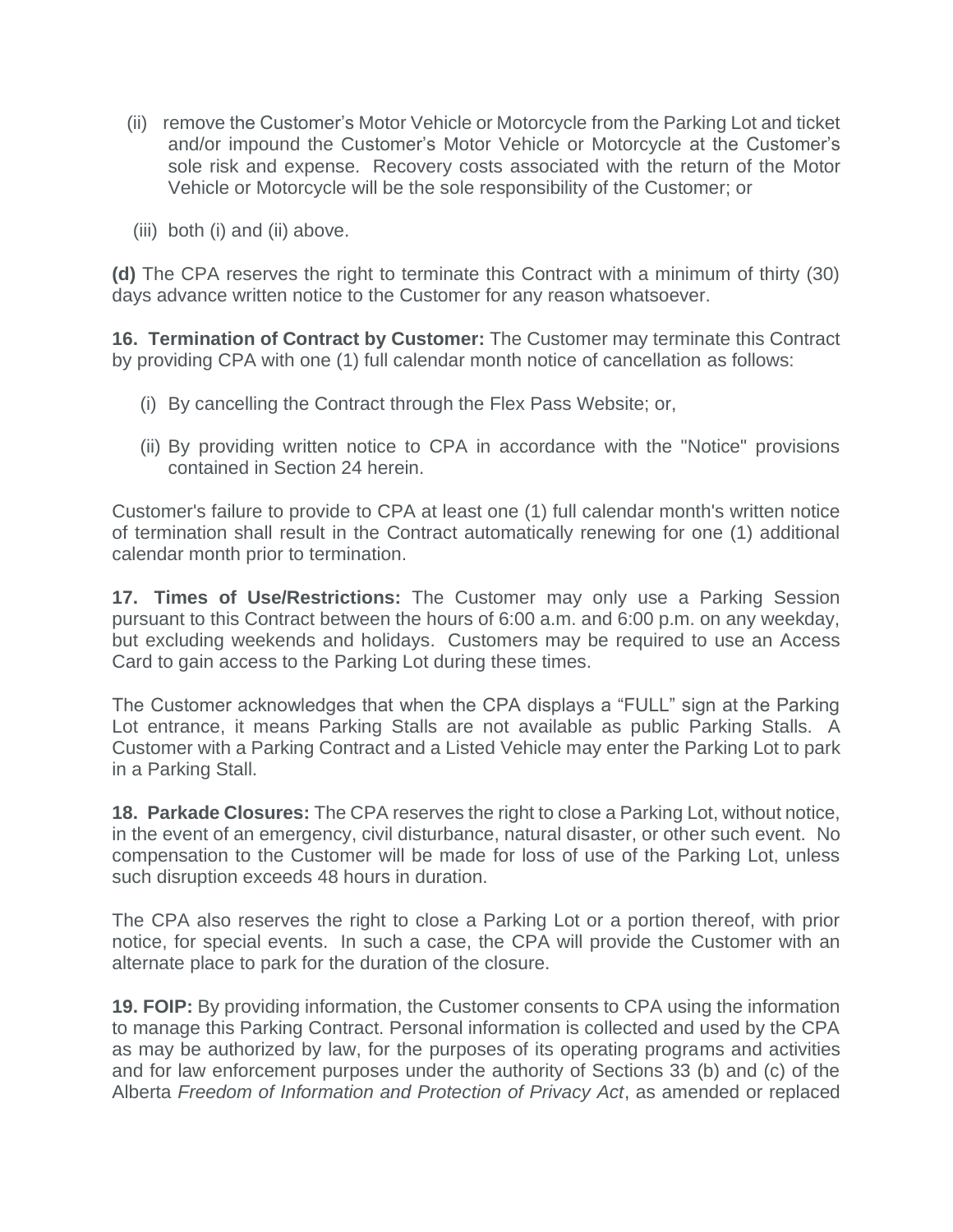(ii) remove the Customer's Motor Vehicle or Motorcycle from the Parking Lot and ticket and/or impound the Customer's Motor Vehicle or Motorcycle at the Customer's sole risk and expense. Recovery costs associated with the return of the Motor Vehicle or Motorcycle will be the sole responsibility of the Customer; or

(iii) both (i) and (ii) above.

**(d)** The CPA reserves the right to terminate this Contract with a minimum of thirty (30) days advance written notice to the Customer for any reason whatsoever.

**16. Termination of Contract by Customer:** The Customer may terminate this Contract by providing CPA with one (1) full calendar month notice of cancellation as follows:

(i) By cancelling the Contract through the Flex Pass Website; or,

(ii) By providing written notice to CPA in accordance with the "Notice" provisions contained in Section 24 herein.

Customer's failure to provide to CPA at least one (1) full calendar month's written notice of termination shall result in the Contract automatically renewing for one (1) additional calendar month prior to termination.

**17. Times of Use/Restrictions:** The Customer may only use a Parking Session pursuant to this Contract between the hours of 6:00 a.m. and 6:00 p.m. on any weekday, but excluding weekends and holidays. Customers may be required to use an Access Card to gain access to the Parking Lot during these times.

The Customer acknowledges that when the CPA displays a "FULL" sign at the Parking Lot entrance, it means Parking Stalls are not available as public Parking Stalls. A Customer with a Parking Contract and a Listed Vehicle may enter the Parking Lot to park in a Parking Stall.

**18. Parkade Closures:** The CPA reserves the right to close a Parking Lot, without notice, in the event of an emergency, civil disturbance, natural disaster, or other such event. No compensation to the Customer will be made for loss of use of the Parking Lot, unless such disruption exceeds 48 hours in duration.

The CPA also reserves the right to close a Parking Lot or a portion thereof, with prior notice, for special events. In such a case, the CPA will provide the Customer with an alternate place to park for the duration of the closure.

**19. FOIP:** By providing information, the Customer consents to CPA using the information to manage this Parking Contract. Personal information is collected and used by the CPA as may be authorized by law, for the purposes of its operating programs and activities and for law enforcement purposes under the authority of Sections 33 (b) and (c) of the Alberta *Freedom of Information and Protection of Privacy Act*, as amended or replaced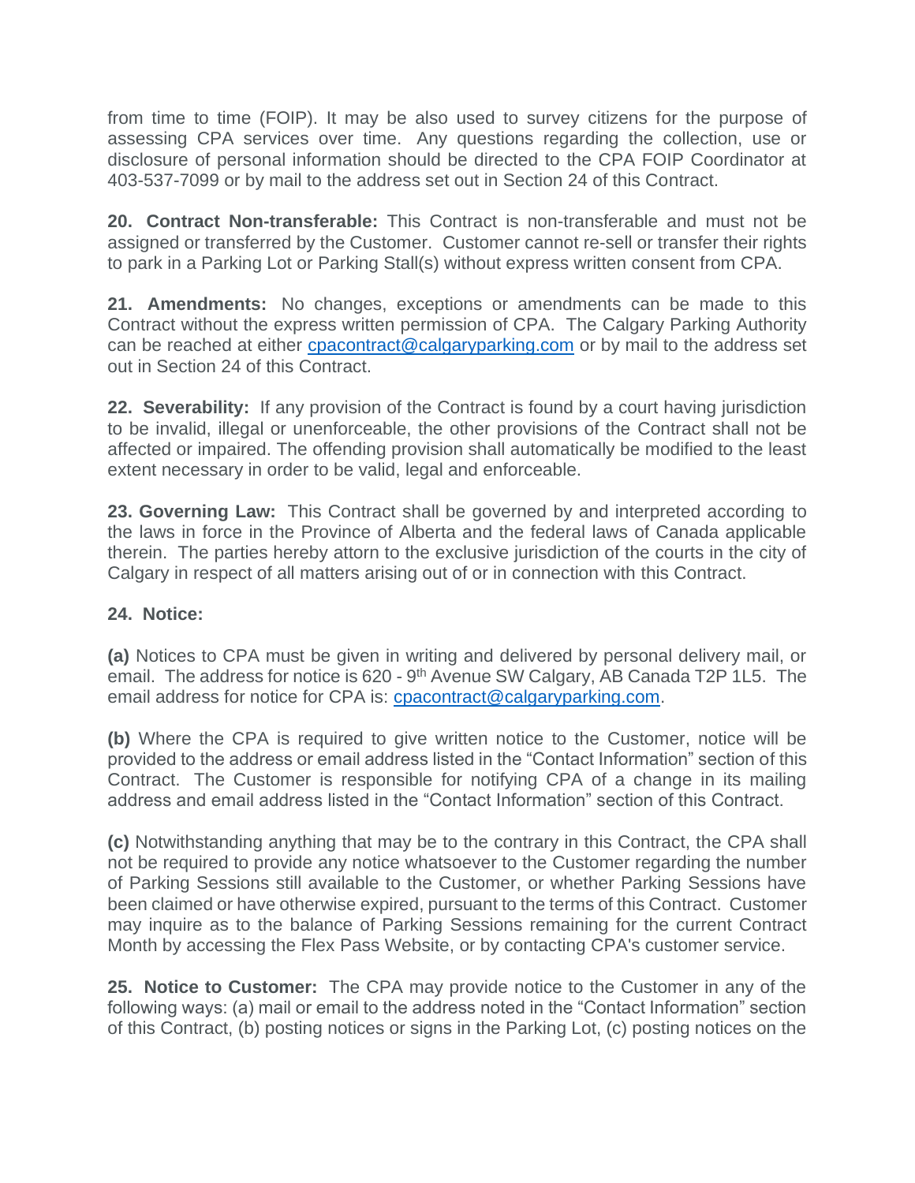from time to time (FOIP). It may be also used to survey citizens for the purpose of assessing CPA services over time. Any questions regarding the collection, use or disclosure of personal information should be directed to the CPA FOIP Coordinator at 403-537-7099 or by mail to the address set out in Section 24 of this Contract.

**20. Contract Non-transferable:** This Contract is non-transferable and must not be assigned or transferred by the Customer. Customer cannot re-sell or transfer their rights to park in a Parking Lot or Parking Stall(s) without express written consent from CPA.

**21. Amendments:** No changes, exceptions or amendments can be made to this Contract without the express written permission of CPA. The Calgary Parking Authority can be reached at either cpacontract@calgaryparking.com or by mail to the address set out in Section 24 of this Contract.

**22. Severability:** If any provision of the Contract is found by a court having jurisdiction to be invalid, illegal or unenforceable, the other provisions of the Contract shall not be affected or impaired. The offending provision shall automatically be modified to the least extent necessary in order to be valid, legal and enforceable.

**23. Governing Law:** This Contract shall be governed by and interpreted according to the laws in force in the Province of Alberta and the federal laws of Canada applicable therein. The parties hereby attorn to the exclusive jurisdiction of the courts in the city of Calgary in respect of all matters arising out of or in connection with this Contract.

**24. Notice:**

**(a)** Notices to CPA must be given in writing and delivered by personal delivery mail, or email. The address for notice is 620 - 9th Avenue SW Calgary, AB Canada T2P 1L5. The email address for notice for CPA is: cpacontract@calgaryparking.com.

**(b)** Where the CPA is required to give written notice to the Customer, notice will be provided to the address or email address listed in the "Contact Information" section of this Contract. The Customer is responsible for notifying CPA of a change in its mailing address and email address listed in the "Contact Information" section of this Contract.

**(c)** Notwithstanding anything that may be to the contrary in this Contract, the CPA shall not be required to provide any notice whatsoever to the Customer regarding the number of Parking Sessions still available to the Customer, or whether Parking Sessions have been claimed or have otherwise expired, pursuant to the terms of this Contract. Customer may inquire as to the balance of Parking Sessions remaining for the current Contract Month by accessing the Flex Pass Website, or by contacting CPA's customer service.

**25. Notice to Customer:** The CPA may provide notice to the Customer in any of the following ways: (a) mail or email to the address noted in the "Contact Information" section of this Contract, (b) posting notices or signs in the Parking Lot, (c) posting notices on the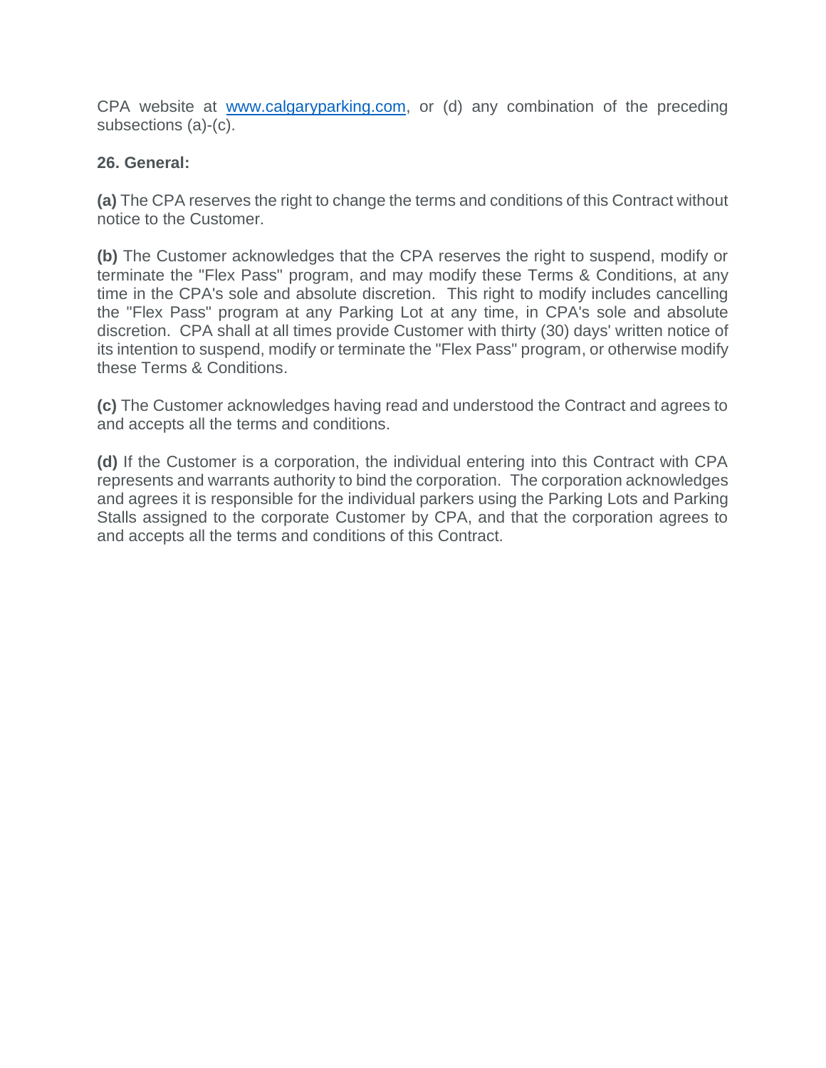CPA website at [www.calgaryparking.com](http://www.calgaryparking.com), or (d) any combination of the preceding subsections (a)-(c).

**26. General:**

**(a)** The CPA reserves the right to change the terms and conditions of this Contract without notice to the Customer.

**(b)** The Customer acknowledges that the CPA reserves the right to suspend, modify or terminate the "Flex Pass" program, and may modify these Terms & Conditions, at any time in the CPA's sole and absolute discretion. This right to modify includes cancelling the "Flex Pass" program at any Parking Lot at any time, in CPA's sole and absolute discretion. CPA shall at all times provide Customer with thirty (30) days' written notice of its intention to suspend, modify or terminate the "Flex Pass" program, or otherwise modify these Terms & Conditions.

**(c)** The Customer acknowledges having read and understood the Contract and agrees to and accepts all the terms and conditions.

**(d)** If the Customer is a corporation, the individual entering into this Contract with CPA represents and warrants authority to bind the corporation. The corporation acknowledges and agrees it is responsible for the individual parkers using the Parking Lots and Parking Stalls assigned to the corporate Customer by CPA, and that the corporation agrees to and accepts all the terms and conditions of this Contract.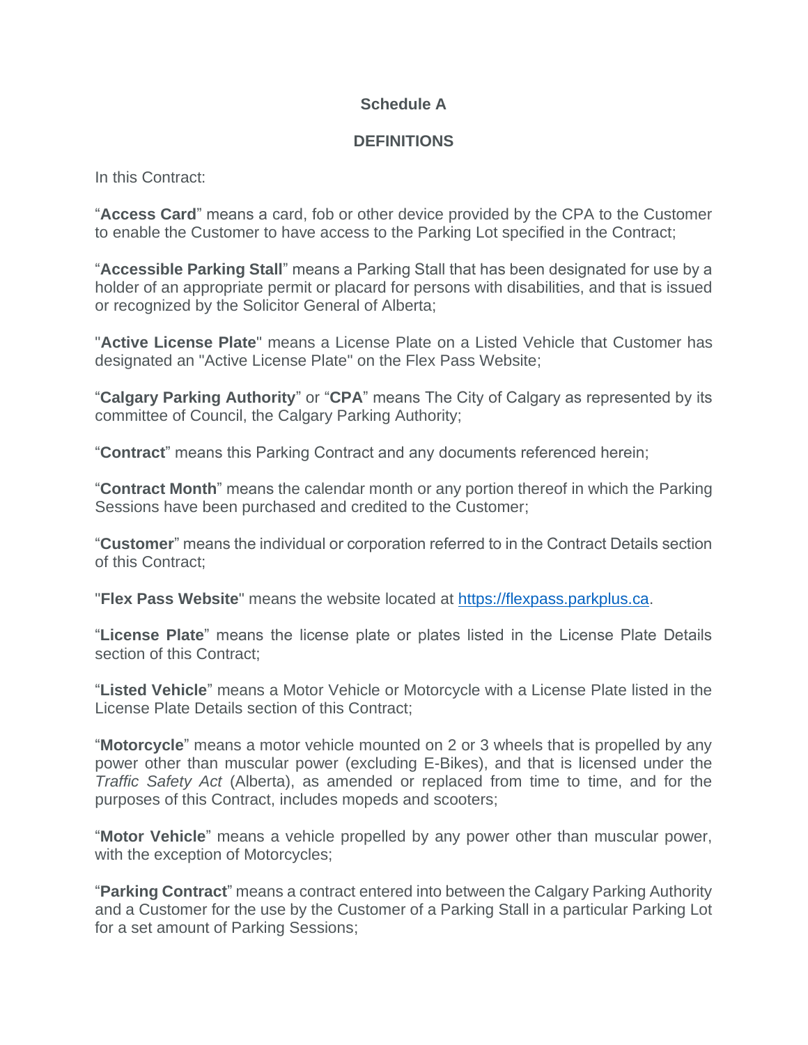**Schedule A**

**DEFINITIONS**

In this Contract:

"**Access Card**" means a card, fob or other device provided by the CPA to the Customer to enable the Customer to have access to the Parking Lot specified in the Contract;

"**Accessible Parking Stall**" means a Parking Stall that has been designated for use by a holder of an appropriate permit or placard for persons with disabilities, and that is issued or recognized by the Solicitor General of Alberta;

"**Active License Plate**" means a License Plate on a Listed Vehicle that Customer has designated an "Active License Plate" on the Flex Pass Website;

"**Calgary Parking Authority**" or "**CPA**" means The City of Calgary as represented by its committee of Council, the Calgary Parking Authority;

"**Contract**" means this Parking Contract and any documents referenced herein;

"**Contract Month**" means the calendar month or any portion thereof in which the Parking Sessions have been purchased and credited to the Customer;

"**Customer**" means the individual or corporation referred to in the Contract Details section of this Contract;

"**Flex Pass Website**" means the website located at [https://flexpass.parkplus.ca](https://flexpass.parkplus.ca).

"**License Plate**" means the license plate or plates listed in the License Plate Details section of this Contract;

"**Listed Vehicle**" means a Motor Vehicle or Motorcycle with a License Plate listed in the License Plate Details section of this Contract;

"**Motorcycle**" means a motor vehicle mounted on 2 or 3 wheels that is propelled by any power other than muscular power (excluding E-Bikes), and that is licensed under the *Traffic Safety Act* (Alberta), as amended or replaced from time to time, and for the purposes of this Contract, includes mopeds and scooters;

"**Motor Vehicle**" means a vehicle propelled by any power other than muscular power, with the exception of Motorcycles;

"**Parking Contract**" means a contract entered into between the Calgary Parking Authority and a Customer for the use by the Customer of a Parking Stall in a particular Parking Lot for a set amount of Parking Sessions;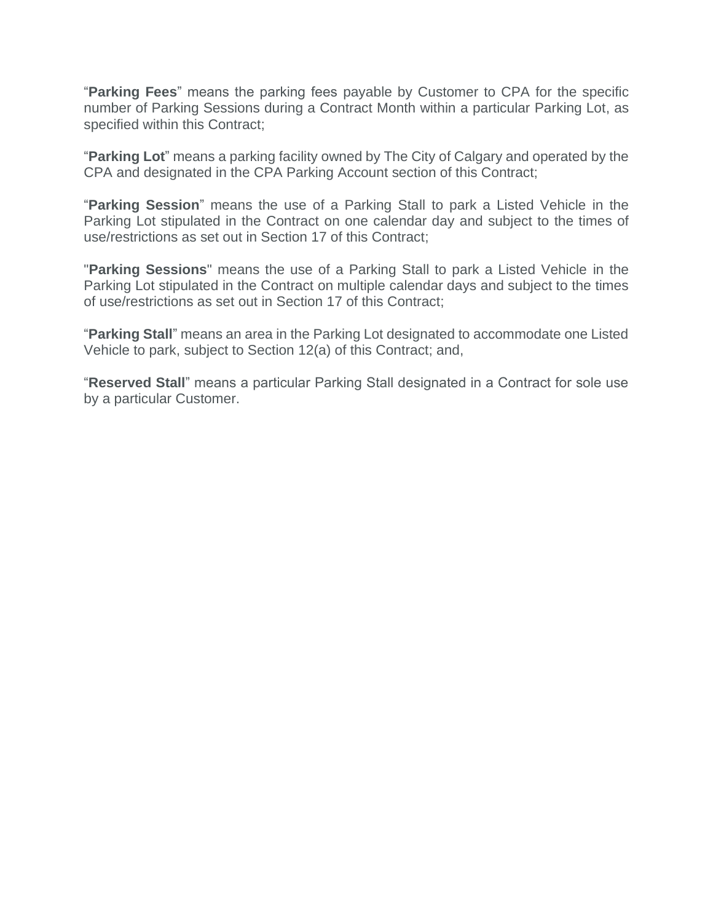"**Parking Fees**" means the parking fees payable by Customer to CPA for the specific number of Parking Sessions during a Contract Month within a particular Parking Lot, as specified within this Contract;

"**Parking Lot**" means a parking facility owned by The City of Calgary and operated by the CPA and designated in the CPA Parking Account section of this Contract;

"**Parking Session**" means the use of a Parking Stall to park a Listed Vehicle in the Parking Lot stipulated in the Contract on one calendar day and subject to the times of use/restrictions as set out in Section 17 of this Contract;

"**Parking Sessions**" means the use of a Parking Stall to park a Listed Vehicle in the Parking Lot stipulated in the Contract on multiple calendar days and subject to the times of use/restrictions as set out in Section 17 of this Contract;

"**Parking Stall**" means an area in the Parking Lot designated to accommodate one Listed Vehicle to park, subject to Section 12(a) of this Contract; and,

"**Reserved Stall**" means a particular Parking Stall designated in a Contract for sole use by a particular Customer.